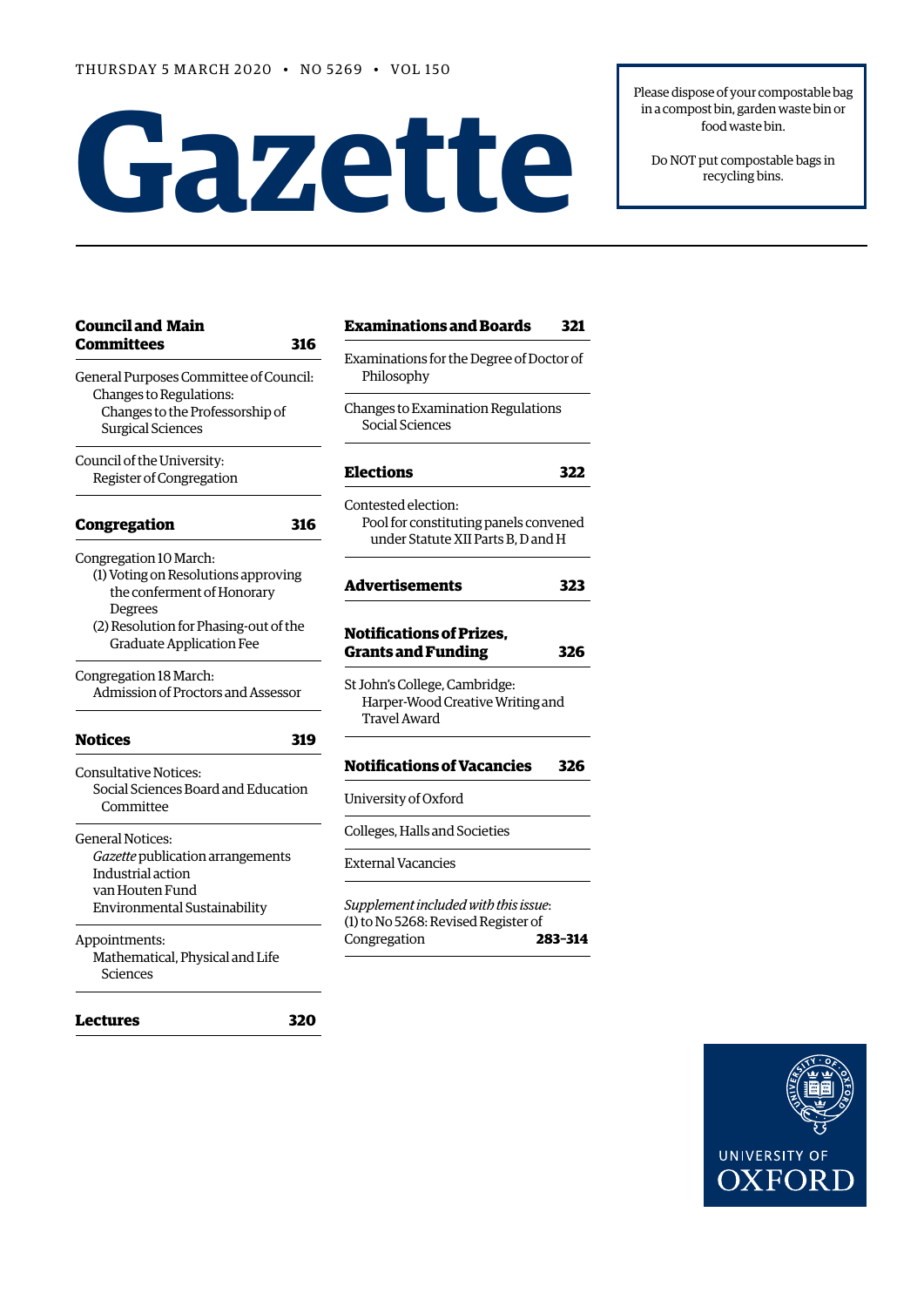THURSDAY 5 MARCH 2020 • NO 5269 • VOL 150

# Gazette

Please dispose of your compostable bag in a compost bin, garden waste bin or food waste bin.

Do NOT put compostable bags in recycling bins.

**Council and Main Committees** **316**

General Purposes Committee of Council:
Changes to Regulations:
Changes to the Professorship of Surgical Sciences

Council of the University:
Register of Congregation

**Congregation** **316**

Congregation 10 March:
(1) Voting on Resolutions approving the conferment of Honorary Degrees
(2) Resolution for Phasing-out of the Graduate Application Fee

Congregation 18 March:
Admission of Proctors and Assessor

**Notices** **319**

Consultative Notices:
Social Sciences Board and Education Committee

General Notices:
*Gazette* publication arrangements
Industrial action
van Houten Fund
Environmental Sustainability

Appointments:
Mathematical, Physical and Life Sciences

**Lectures** **320**

**Examinations and Boards** **321**

Examinations for the Degree of Doctor of Philosophy

Changes to Examination Regulations
Social Sciences

**Elections** **322**

Contested election:
Pool for constituting panels convened under Statute XII Parts B, D and H

**Advertisements** **323**

**Notifications of Prizes, Grants and Funding** **326**

St John's College, Cambridge:
Harper-Wood Creative Writing and Travel Award

**Notifications of Vacancies** **326**

University of Oxford

Colleges, Halls and Societies

External Vacancies

*Supplement included with this issue*:
(1) to No 5268: Revised Register of Congregation **283–314**

UNIVERSITY OF OXFORD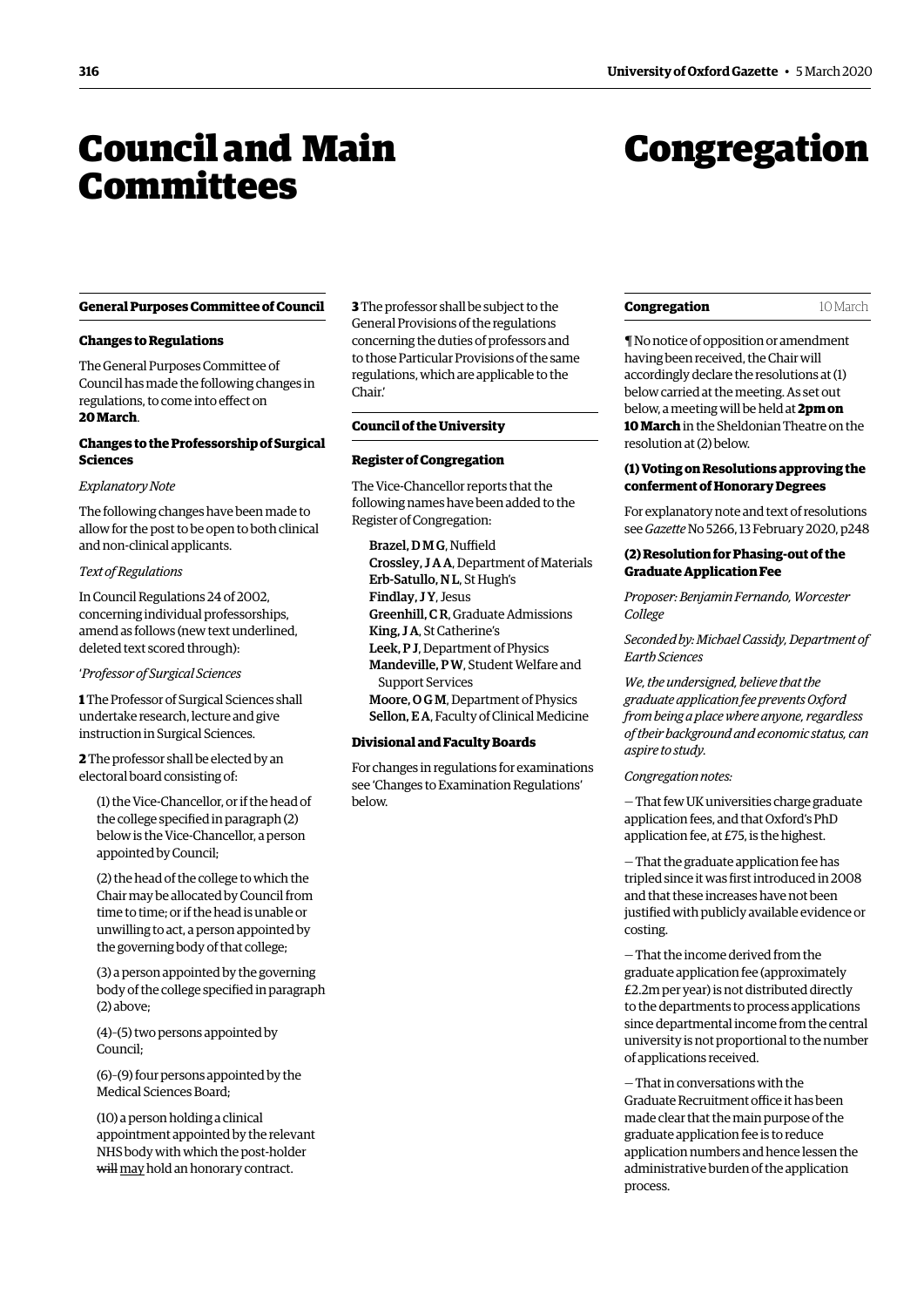# Council and Main Committees

## General Purposes Committee of Council

### Changes to Regulations

The General Purposes Committee of Council has made the following changes in regulations, to come into effect on **20 March**.

### Changes to the Professorship of Surgical Sciences

*Explanatory Note*

The following changes have been made to allow for the post to be open to both clinical and non-clinical applicants.

*Text of Regulations*

In Council Regulations 24 of 2002, concerning individual professorships, amend as follows (new text underlined, deleted text scored through):

'*Professor of Surgical Sciences*

**1** The Professor of Surgical Sciences shall undertake research, lecture and give instruction in Surgical Sciences.

**2** The professor shall be elected by an electoral board consisting of:

(1) the Vice-Chancellor, or if the head of the college specified in paragraph (2) below is the Vice-Chancellor, a person appointed by Council;

(2) the head of the college to which the Chair may be allocated by Council from time to time; or if the head is unable or unwilling to act, a person appointed by the governing body of that college;

(3) a person appointed by the governing body of the college specified in paragraph (2) above;

(4)–(5) two persons appointed by Council;

(6)–(9) four persons appointed by the Medical Sciences Board;

(10) a person holding a clinical appointment appointed by the relevant NHS body with which the post-holder ~~will~~ <u>may</u> hold an honorary contract.

**3** The professor shall be subject to the General Provisions of the regulations concerning the duties of professors and to those Particular Provisions of the same regulations, which are applicable to the Chair.'

## Council of the University

### Register of Congregation

The Vice-Chancellor reports that the following names have been added to the Register of Congregation:

Brazel, D M G, Nuffield
Crossley, J A A, Department of Materials
Erb-Satullo, N L, St Hugh's
Findlay, J Y, Jesus
Greenhill, C R, Graduate Admissions
King, J A, St Catherine's
Leek, P J, Department of Physics
Mandeville, P W, Student Welfare and Support Services
Moore, O G M, Department of Physics
Sellon, E A, Faculty of Clinical Medicine

### Divisional and Faculty Boards

For changes in regulations for examinations see 'Changes to Examination Regulations' below.

# Congregation

## Congregation — 10 March

¶ No notice of opposition or amendment having been received, the Chair will accordingly declare the resolutions at (1) below carried at the meeting. As set out below, a meeting will be held at **2pm on 10 March** in the Sheldonian Theatre on the resolution at (2) below.

### (1) Voting on Resolutions approving the conferment of Honorary Degrees

For explanatory note and text of resolutions see *Gazette* No 5266, 13 February 2020, p248

### (2) Resolution for Phasing-out of the Graduate Application Fee

*Proposer: Benjamin Fernando, Worcester College*

*Seconded by: Michael Cassidy, Department of Earth Sciences*

*We, the undersigned, believe that the graduate application fee prevents Oxford from being a place where anyone, regardless of their background and economic status, can aspire to study.*

*Congregation notes:*

— That few UK universities charge graduate application fees, and that Oxford's PhD application fee, at £75, is the highest.

— That the graduate application fee has tripled since it was first introduced in 2008 and that these increases have not been justified with publicly available evidence or costing.

— That the income derived from the graduate application fee (approximately £2.2m per year) is not distributed directly to the departments to process applications since departmental income from the central university is not proportional to the number of applications received.

— That in conversations with the Graduate Recruitment office it has been made clear that the main purpose of the graduate application fee is to reduce application numbers and hence lessen the administrative burden of the application process.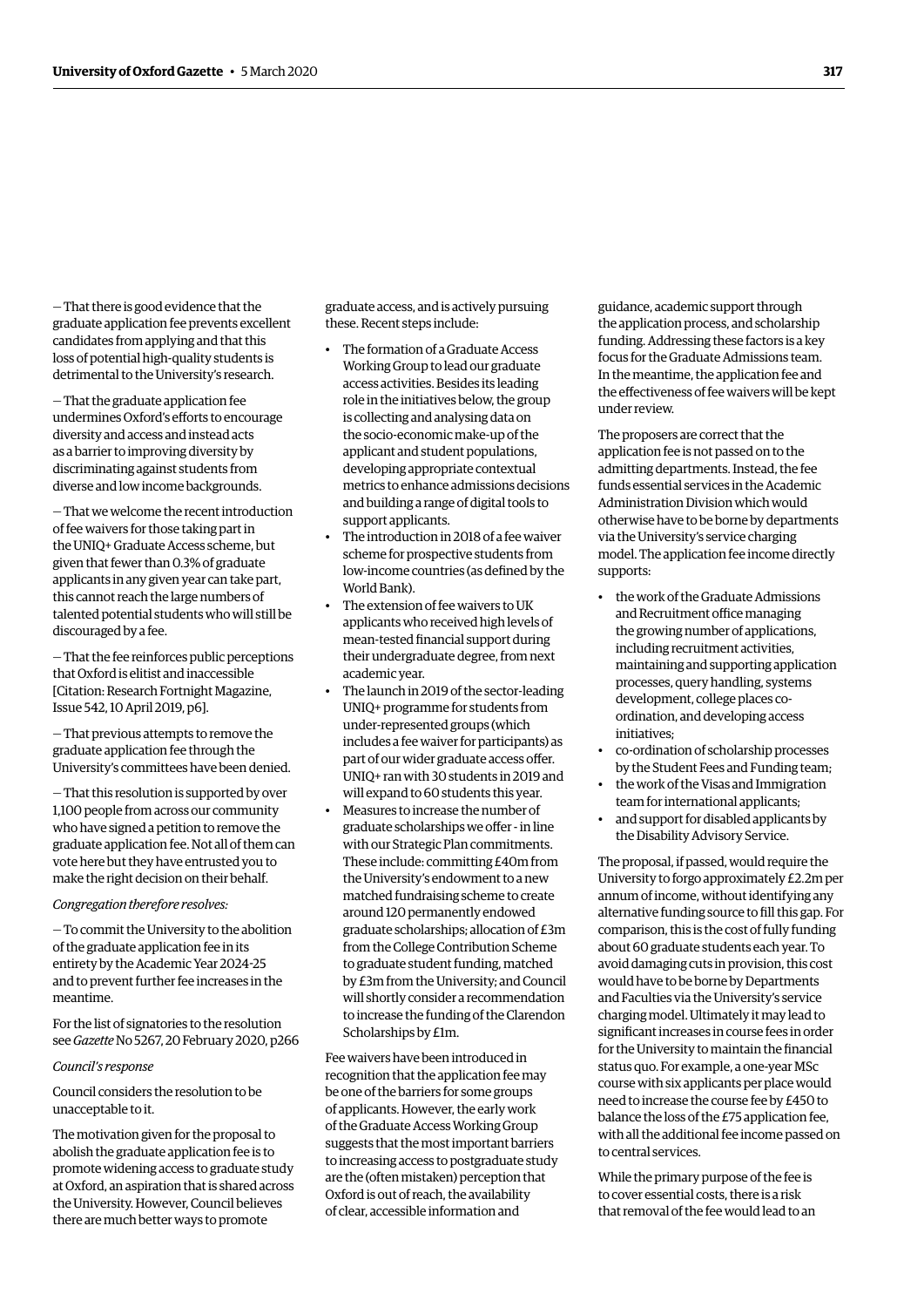— That there is good evidence that the graduate application fee prevents excellent candidates from applying and that this loss of potential high-quality students is detrimental to the University's research.

— That the graduate application fee undermines Oxford's efforts to encourage diversity and access and instead acts as a barrier to improving diversity by discriminating against students from diverse and low income backgrounds.

— That we welcome the recent introduction of fee waivers for those taking part in the UNIQ+ Graduate Access scheme, but given that fewer than 0.3% of graduate applicants in any given year can take part, this cannot reach the large numbers of talented potential students who will still be discouraged by a fee.

— That the fee reinforces public perceptions that Oxford is elitist and inaccessible [Citation: Research Fortnight Magazine, Issue 542, 10 April 2019, p6].

— That previous attempts to remove the graduate application fee through the University's committees have been denied.

— That this resolution is supported by over 1,100 people from across our community who have signed a petition to remove the graduate application fee. Not all of them can vote here but they have entrusted you to make the right decision on their behalf.

*Congregation therefore resolves:*

— To commit the University to the abolition of the graduate application fee in its entirety by the Academic Year 2024-25 and to prevent further fee increases in the meantime.

For the list of signatories to the resolution see *Gazette* No 5267, 20 February 2020, p266

*Council's response*

Council considers the resolution to be unacceptable to it.

The motivation given for the proposal to abolish the graduate application fee is to promote widening access to graduate study at Oxford, an aspiration that is shared across the University. However, Council believes there are much better ways to promote graduate access, and is actively pursuing these. Recent steps include:

- The formation of a Graduate Access Working Group to lead our graduate access activities. Besides its leading role in the initiatives below, the group is collecting and analysing data on the socio-economic make-up of the applicant and student populations, developing appropriate contextual metrics to enhance admissions decisions and building a range of digital tools to support applicants.
- The introduction in 2018 of a fee waiver scheme for prospective students from low-income countries (as defined by the World Bank).
- The extension of fee waivers to UK applicants who received high levels of mean-tested financial support during their undergraduate degree, from next academic year.
- The launch in 2019 of the sector-leading UNIQ+ programme for students from under-represented groups (which includes a fee waiver for participants) as part of our wider graduate access offer. UNIQ+ ran with 30 students in 2019 and will expand to 60 students this year.
- Measures to increase the number of graduate scholarships we offer - in line with our Strategic Plan commitments. These include: committing £40m from the University's endowment to a new matched fundraising scheme to create around 120 permanently endowed graduate scholarships; allocation of £3m from the College Contribution Scheme to graduate student funding, matched by £3m from the University; and Council will shortly consider a recommendation to increase the funding of the Clarendon Scholarships by £1m.

Fee waivers have been introduced in recognition that the application fee may be one of the barriers for some groups of applicants. However, the early work of the Graduate Access Working Group suggests that the most important barriers to increasing access to postgraduate study are the (often mistaken) perception that Oxford is out of reach, the availability of clear, accessible information and guidance, academic support through the application process, and scholarship funding. Addressing these factors is a key focus for the Graduate Admissions team. In the meantime, the application fee and the effectiveness of fee waivers will be kept under review.

The proposers are correct that the application fee is not passed on to the admitting departments. Instead, the fee funds essential services in the Academic Administration Division which would otherwise have to be borne by departments via the University's service charging model. The application fee income directly supports:

- the work of the Graduate Admissions and Recruitment office managing the growing number of applications, including recruitment activities, maintaining and supporting application processes, query handling, systems development, college places co-ordination, and developing access initiatives;
- co-ordination of scholarship processes by the Student Fees and Funding team;
- the work of the Visas and Immigration team for international applicants;
- and support for disabled applicants by the Disability Advisory Service.

The proposal, if passed, would require the University to forgo approximately £2.2m per annum of income, without identifying any alternative funding source to fill this gap. For comparison, this is the cost of fully funding about 60 graduate students each year. To avoid damaging cuts in provision, this cost would have to be borne by Departments and Faculties via the University's service charging model. Ultimately it may lead to significant increases in course fees in order for the University to maintain the financial status quo. For example, a one-year MSc course with six applicants per place would need to increase the course fee by £450 to balance the loss of the £75 application fee, with all the additional fee income passed on to central services.

While the primary purpose of the fee is to cover essential costs, there is a risk that removal of the fee would lead to an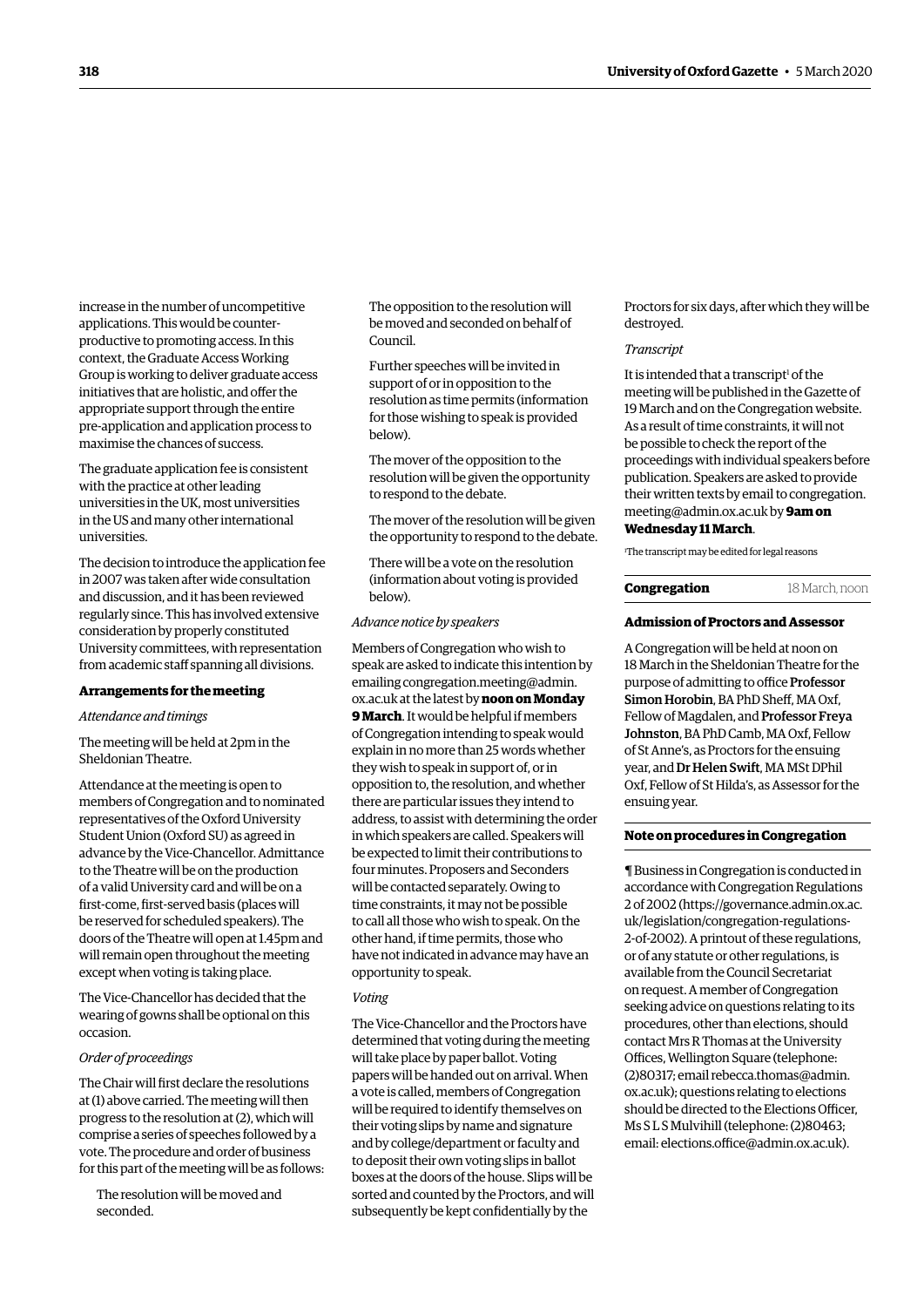increase in the number of uncompetitive applications. This would be counter-productive to promoting access. In this context, the Graduate Access Working Group is working to deliver graduate access initiatives that are holistic, and offer the appropriate support through the entire pre-application and application process to maximise the chances of success.

The graduate application fee is consistent with the practice at other leading universities in the UK, most universities in the US and many other international universities.

The decision to introduce the application fee in 2007 was taken after wide consultation and discussion, and it has been reviewed regularly since. This has involved extensive consideration by properly constituted University committees, with representation from academic staff spanning all divisions.

**Arrangements for the meeting**

*Attendance and timings*

The meeting will be held at 2pm in the Sheldonian Theatre.

Attendance at the meeting is open to members of Congregation and to nominated representatives of the Oxford University Student Union (Oxford SU) as agreed in advance by the Vice-Chancellor. Admittance to the Theatre will be on the production of a valid University card and will be on a first-come, first-served basis (places will be reserved for scheduled speakers). The doors of the Theatre will open at 1.45pm and will remain open throughout the meeting except when voting is taking place.

The Vice-Chancellor has decided that the wearing of gowns shall be optional on this occasion.

*Order of proceedings*

The Chair will first declare the resolutions at (1) above carried. The meeting will then progress to the resolution at (2), which will comprise a series of speeches followed by a vote. The procedure and order of business for this part of the meeting will be as follows:

> The resolution will be moved and seconded.
>
> The opposition to the resolution will be moved and seconded on behalf of Council.
>
> Further speeches will be invited in support of or in opposition to the resolution as time permits (information for those wishing to speak is provided below).
>
> The mover of the opposition to the resolution will be given the opportunity to respond to the debate.
>
> The mover of the resolution will be given the opportunity to respond to the debate.
>
> There will be a vote on the resolution (information about voting is provided below).

*Advance notice by speakers*

Members of Congregation who wish to speak are asked to indicate this intention by emailing congregation.meeting@admin.ox.ac.uk at the latest by **noon on Monday 9 March**. It would be helpful if members of Congregation intending to speak would explain in no more than 25 words whether they wish to speak in support of, or in opposition to, the resolution, and whether there are particular issues they intend to address, to assist with determining the order in which speakers are called. Speakers will be expected to limit their contributions to four minutes. Proposers and Seconders will be contacted separately. Owing to time constraints, it may not be possible to call all those who wish to speak. On the other hand, if time permits, those who have not indicated in advance may have an opportunity to speak.

*Voting*

The Vice-Chancellor and the Proctors have determined that voting during the meeting will take place by paper ballot. Voting papers will be handed out on arrival. When a vote is called, members of Congregation will be required to identify themselves on their voting slips by name and signature and by college/department or faculty and to deposit their own voting slips in ballot boxes at the doors of the house. Slips will be sorted and counted by the Proctors, and will subsequently be kept confidentially by the Proctors for six days, after which they will be destroyed.

*Transcript*

It is intended that a transcript[1] of the meeting will be published in the Gazette of 19 March and on the Congregation website. As a result of time constraints, it will not be possible to check the report of the proceedings with individual speakers before publication. Speakers are asked to provide their written texts by email to congregation.meeting@admin.ox.ac.uk by **9am on Wednesday 11 March**.

[1] The transcript may be edited for legal reasons

**Congregation** 18 March, noon

**Admission of Proctors and Assessor**

A Congregation will be held at noon on 18 March in the Sheldonian Theatre for the purpose of admitting to office **Professor Simon Horobin**, BA PhD Sheff, MA Oxf, Fellow of Magdalen, and **Professor Freya Johnston**, BA PhD Camb, MA Oxf, Fellow of St Anne's, as Proctors for the ensuing year, and **Dr Helen Swift**, MA MSt DPhil Oxf, Fellow of St Hilda's, as Assessor for the ensuing year.

**Note on procedures in Congregation**

¶ Business in Congregation is conducted in accordance with Congregation Regulations 2 of 2002 (https://governance.admin.ox.ac.uk/legislation/congregation-regulations-2-of-2002). A printout of these regulations, or of any statute or other regulations, is available from the Council Secretariat on request. A member of Congregation seeking advice on questions relating to its procedures, other than elections, should contact Mrs R Thomas at the University Offices, Wellington Square (telephone: (2)80317; email rebecca.thomas@admin.ox.ac.uk); questions relating to elections should be directed to the Elections Officer, Ms S L S Mulvihill (telephone: (2)80463; email: elections.office@admin.ox.ac.uk).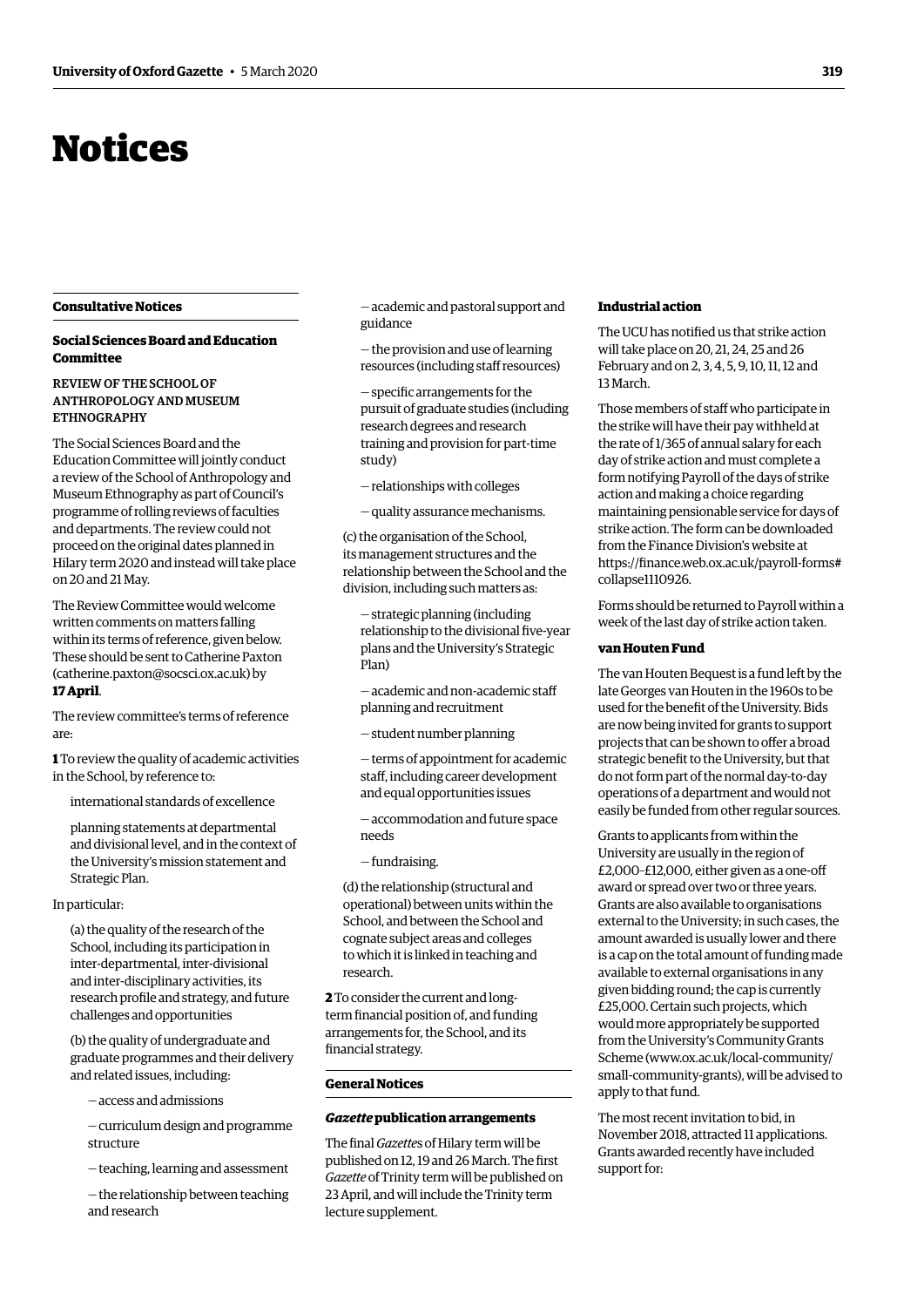# Notices

## Consultative Notices

### Social Sciences Board and Education Committee

REVIEW OF THE SCHOOL OF ANTHROPOLOGY AND MUSEUM ETHNOGRAPHY

The Social Sciences Board and the Education Committee will jointly conduct a review of the School of Anthropology and Museum Ethnography as part of Council's programme of rolling reviews of faculties and departments. The review could not proceed on the original dates planned in Hilary term 2020 and instead will take place on 20 and 21 May.

The Review Committee would welcome written comments on matters falling within its terms of reference, given below. These should be sent to Catherine Paxton (catherine.paxton@socsci.ox.ac.uk) by **17 April**.

The review committee's terms of reference are:

**1** To review the quality of academic activities in the School, by reference to:

international standards of excellence

planning statements at departmental and divisional level, and in the context of the University's mission statement and Strategic Plan.

In particular:

(a) the quality of the research of the School, including its participation in inter-departmental, inter-divisional and inter-disciplinary activities, its research profile and strategy, and future challenges and opportunities

(b) the quality of undergraduate and graduate programmes and their delivery and related issues, including:

— access and admissions

— curriculum design and programme structure

— teaching, learning and assessment

— the relationship between teaching and research

— academic and pastoral support and guidance

— the provision and use of learning resources (including staff resources)

— specific arrangements for the pursuit of graduate studies (including research degrees and research training and provision for part-time study)

— relationships with colleges

— quality assurance mechanisms.

(c) the organisation of the School, its management structures and the relationship between the School and the division, including such matters as:

— strategic planning (including relationship to the divisional five-year plans and the University's Strategic Plan)

— academic and non-academic staff planning and recruitment

— student number planning

— terms of appointment for academic staff, including career development and equal opportunities issues

— accommodation and future space needs

— fundraising.

(d) the relationship (structural and operational) between units within the School, and between the School and cognate subject areas and colleges to which it is linked in teaching and research.

**2** To consider the current and long-term financial position of, and funding arrangements for, the School, and its financial strategy.

## General Notices

### *Gazette* publication arrangements

The final *Gazette*s of Hilary term will be published on 12, 19 and 26 March. The first *Gazette* of Trinity term will be published on 23 April, and will include the Trinity term lecture supplement.

### Industrial action

The UCU has notified us that strike action will take place on 20, 21, 24, 25 and 26 February and on 2, 3, 4, 5, 9, 10, 11, 12 and 13 March.

Those members of staff who participate in the strike will have their pay withheld at the rate of 1/365 of annual salary for each day of strike action and must complete a form notifying Payroll of the days of strike action and making a choice regarding maintaining pensionable service for days of strike action. The form can be downloaded from the Finance Division's website at https://finance.web.ox.ac.uk/payroll-forms#collapse1110926.

Forms should be returned to Payroll within a week of the last day of strike action taken.

### van Houten Fund

The van Houten Bequest is a fund left by the late Georges van Houten in the 1960s to be used for the benefit of the University. Bids are now being invited for grants to support projects that can be shown to offer a broad strategic benefit to the University, but that do not form part of the normal day-to-day operations of a department and would not easily be funded from other regular sources.

Grants to applicants from within the University are usually in the region of £2,000–£12,000, either given as a one-off award or spread over two or three years. Grants are also available to organisations external to the University; in such cases, the amount awarded is usually lower and there is a cap on the total amount of funding made available to external organisations in any given bidding round; the cap is currently £25,000. Certain such projects, which would more appropriately be supported from the University's Community Grants Scheme (www.ox.ac.uk/local-community/small-community-grants), will be advised to apply to that fund.

The most recent invitation to bid, in November 2018, attracted 11 applications. Grants awarded recently have included support for: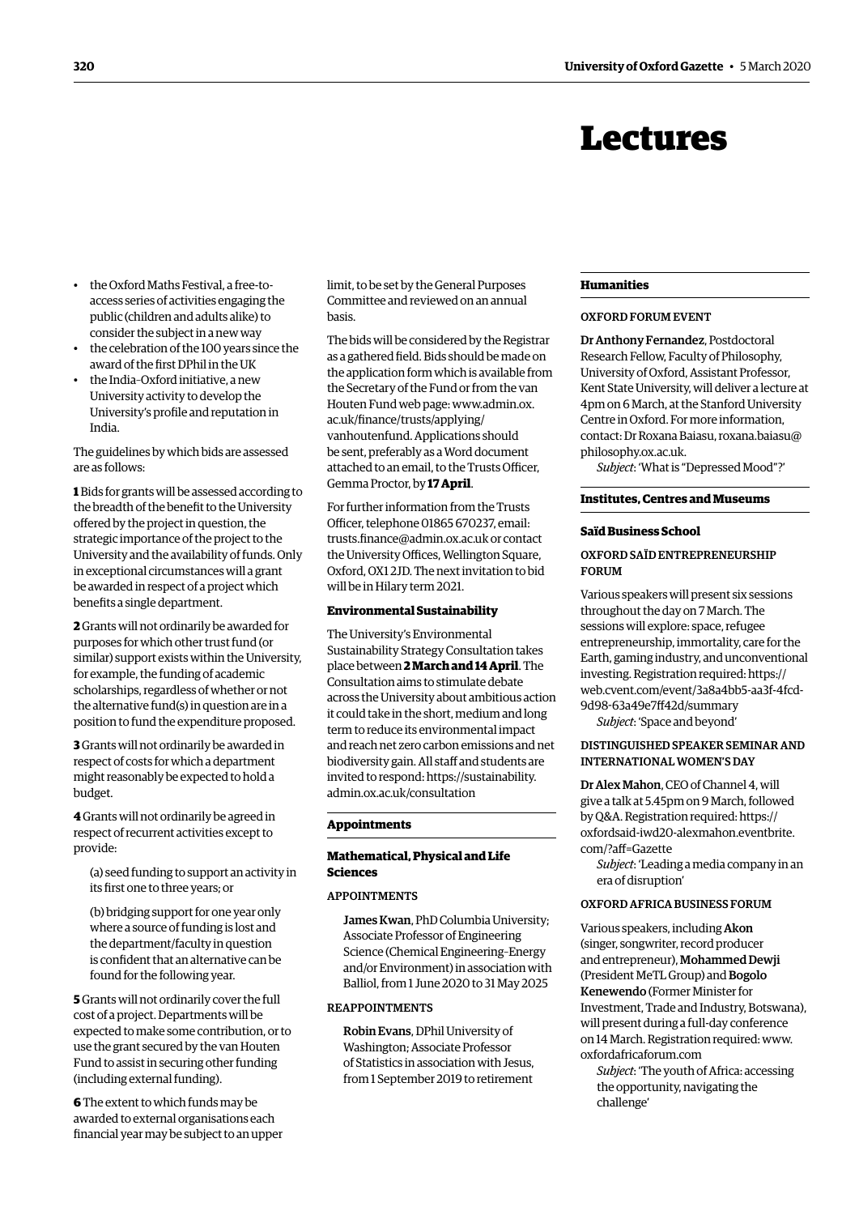# Lectures

- the Oxford Maths Festival, a free-to-access series of activities engaging the public (children and adults alike) to consider the subject in a new way
- the celebration of the 100 years since the award of the first DPhil in the UK
- the India–Oxford initiative, a new University activity to develop the University's profile and reputation in India.

The guidelines by which bids are assessed are as follows:

**1** Bids for grants will be assessed according to the breadth of the benefit to the University offered by the project in question, the strategic importance of the project to the University and the availability of funds. Only in exceptional circumstances will a grant be awarded in respect of a project which benefits a single department.

**2** Grants will not ordinarily be awarded for purposes for which other trust fund (or similar) support exists within the University, for example, the funding of academic scholarships, regardless of whether or not the alternative fund(s) in question are in a position to fund the expenditure proposed.

**3** Grants will not ordinarily be awarded in respect of costs for which a department might reasonably be expected to hold a budget.

**4** Grants will not ordinarily be agreed in respect of recurrent activities except to provide:

(a) seed funding to support an activity in its first one to three years; or

(b) bridging support for one year only where a source of funding is lost and the department/faculty in question is confident that an alternative can be found for the following year.

**5** Grants will not ordinarily cover the full cost of a project. Departments will be expected to make some contribution, or to use the grant secured by the van Houten Fund to assist in securing other funding (including external funding).

**6** The extent to which funds may be awarded to external organisations each financial year may be subject to an upper limit, to be set by the General Purposes Committee and reviewed on an annual basis.

The bids will be considered by the Registrar as a gathered field. Bids should be made on the application form which is available from the Secretary of the Fund or from the van Houten Fund web page: www.admin.ox.ac.uk/finance/trusts/applying/vanhoutenfund. Applications should be sent, preferably as a Word document attached to an email, to the Trusts Officer, Gemma Proctor, by **17 April**.

For further information from the Trusts Officer, telephone 01865 670237, email: trusts.finance@admin.ox.ac.uk or contact the University Offices, Wellington Square, Oxford, OX1 2JD. The next invitation to bid will be in Hilary term 2021.

### Environmental Sustainability

The University's Environmental Sustainability Strategy Consultation takes place between **2 March and 14 April**. The Consultation aims to stimulate debate across the University about ambitious action it could take in the short, medium and long term to reduce its environmental impact and reach net zero carbon emissions and net biodiversity gain. All staff and students are invited to respond: https://sustainability.admin.ox.ac.uk/consultation

## Appointments

### Mathematical, Physical and Life Sciences

APPOINTMENTS

**James Kwan**, PhD Columbia University; Associate Professor of Engineering Science (Chemical Engineering–Energy and/or Environment) in association with Balliol, from 1 June 2020 to 31 May 2025

REAPPOINTMENTS

**Robin Evans**, DPhil University of Washington; Associate Professor of Statistics in association with Jesus, from 1 September 2019 to retirement

## Humanities

OXFORD FORUM EVENT

**Dr Anthony Fernandez**, Postdoctoral Research Fellow, Faculty of Philosophy, University of Oxford, Assistant Professor, Kent State University, will deliver a lecture at 4pm on 6 March, at the Stanford University Centre in Oxford. For more information, contact: Dr Roxana Baiasu, roxana.baiasu@philosophy.ox.ac.uk.

*Subject*: 'What is "Depressed Mood"?'

## Institutes, Centres and Museums

### Saïd Business School

OXFORD SAÏD ENTREPRENEURSHIP FORUM

Various speakers will present six sessions throughout the day on 7 March. The sessions will explore: space, refugee entrepreneurship, immortality, care for the Earth, gaming industry, and unconventional investing. Registration required: https://web.cvent.com/event/3a8a4bb5-aa3f-4fcd-9d98-63a49e7ff42d/summary

*Subject*: 'Space and beyond'

DISTINGUISHED SPEAKER SEMINAR AND INTERNATIONAL WOMEN'S DAY

**Dr Alex Mahon**, CEO of Channel 4, will give a talk at 5.45pm on 9 March, followed by Q&A. Registration required: https://oxfordsaid-iwd20-alexmahon.eventbrite.com/?aff=Gazette

*Subject*: 'Leading a media company in an era of disruption'

OXFORD AFRICA BUSINESS FORUM

Various speakers, including **Akon** (singer, songwriter, record producer and entrepreneur), **Mohammed Dewji** (President MeTL Group) and **Bogolo Kenewendo** (Former Minister for Investment, Trade and Industry, Botswana), will present during a full-day conference on 14 March. Registration required: www.oxfordafricaforum.com

*Subject*: 'The youth of Africa: accessing the opportunity, navigating the challenge'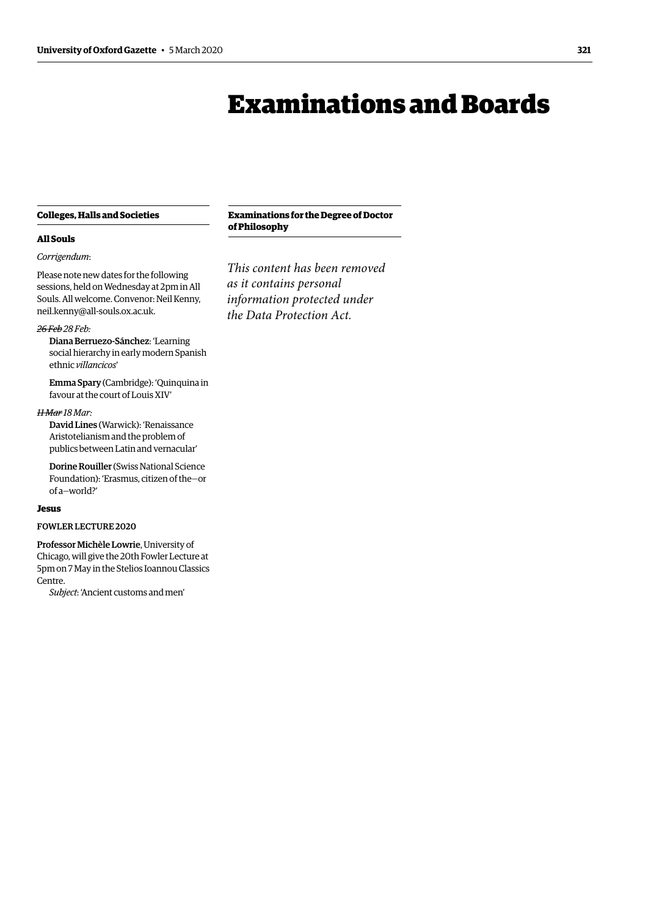# Examinations and Boards

## Colleges, Halls and Societies

### All Souls

*Corrigendum*:

Please note new dates for the following sessions, held on Wednesday at 2pm in All Souls. All welcome. Convenor: Neil Kenny, neil.kenny@all-souls.ox.ac.uk.

*~~26 Feb~~ 28 Feb:*

Diana Berruezo-Sánchez: 'Learning social hierarchy in early modern Spanish ethnic *villancicos*'

Emma Spary (Cambridge): 'Quinquina in favour at the court of Louis XIV'

*~~11 Mar~~ 18 Mar:*

David Lines (Warwick): 'Renaissance Aristotelianism and the problem of publics between Latin and vernacular'

Dorine Rouiller (Swiss National Science Foundation): 'Erasmus, citizen of the—or of a—world?'

### Jesus

FOWLER LECTURE 2020

Professor Michèle Lowrie, University of Chicago, will give the 20th Fowler Lecture at 5pm on 7 May in the Stelios Ioannou Classics Centre.

*Subject*: 'Ancient customs and men'

## Examinations for the Degree of Doctor of Philosophy

*This content has been removed as it contains personal information protected under the Data Protection Act.*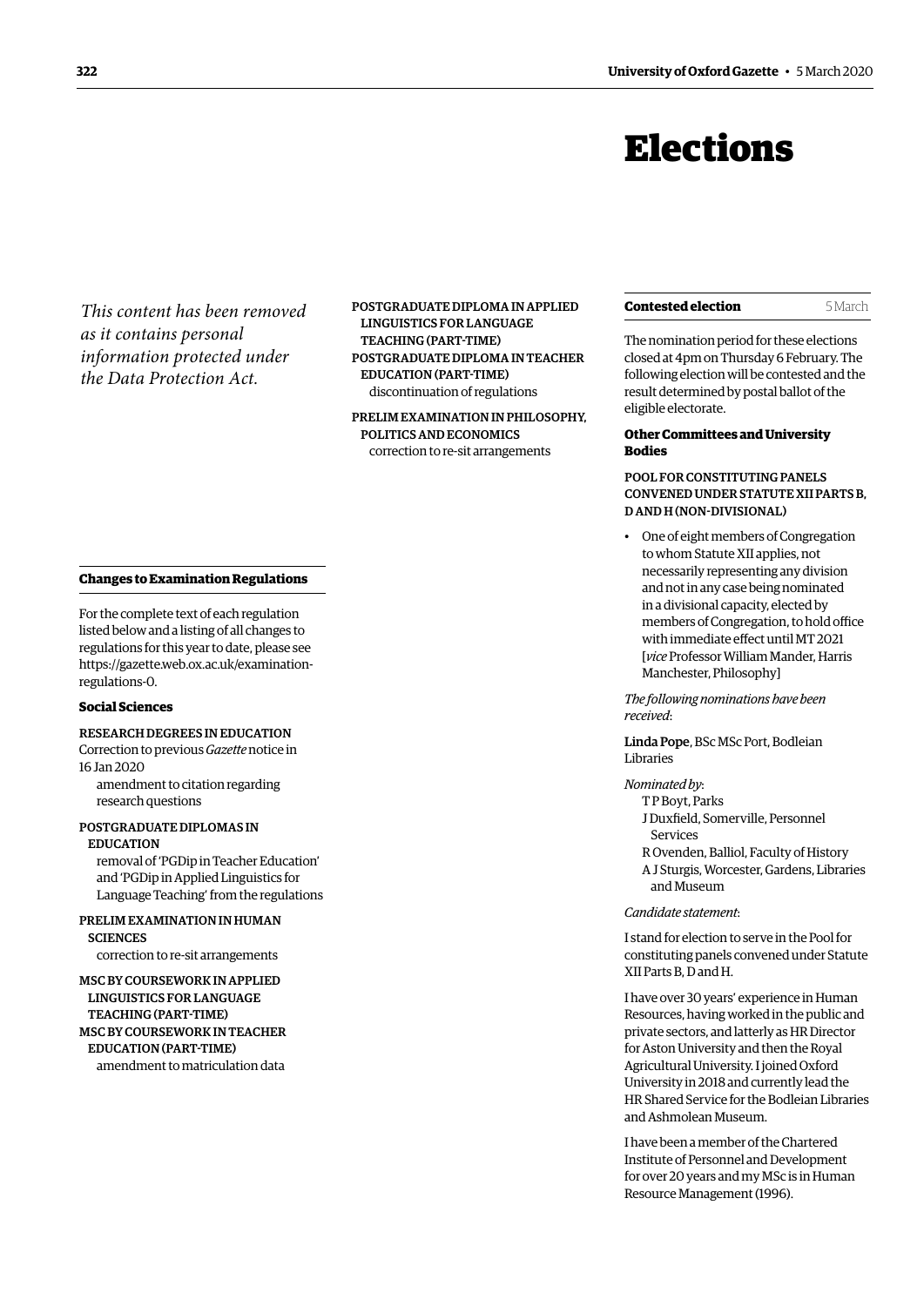*This content has been removed as it contains personal information protected under the Data Protection Act.*

### Changes to Examination Regulations

For the complete text of each regulation listed below and a listing of all changes to regulations for this year to date, please see https://gazette.web.ox.ac.uk/examination-regulations-0.

#### Social Sciences

RESEARCH DEGREES IN EDUCATION
Correction to previous *Gazette* notice in 16 Jan 2020
amendment to citation regarding research questions

POSTGRADUATE DIPLOMAS IN EDUCATION
removal of 'PGDip in Teacher Education' and 'PGDip in Applied Linguistics for Language Teaching' from the regulations

PRELIM EXAMINATION IN HUMAN SCIENCES
correction to re-sit arrangements

MSC BY COURSEWORK IN APPLIED LINGUISTICS FOR LANGUAGE TEACHING (PART-TIME)
MSC BY COURSEWORK IN TEACHER EDUCATION (PART-TIME)
amendment to matriculation data

POSTGRADUATE DIPLOMA IN APPLIED LINGUISTICS FOR LANGUAGE TEACHING (PART-TIME)
POSTGRADUATE DIPLOMA IN TEACHER EDUCATION (PART-TIME)
discontinuation of regulations

PRELIM EXAMINATION IN PHILOSOPHY, POLITICS AND ECONOMICS
correction to re-sit arrangements

# Elections

### Contested election

5 March

The nomination period for these elections closed at 4pm on Thursday 6 February. The following election will be contested and the result determined by postal ballot of the eligible electorate.

#### Other Committees and University Bodies

POOL FOR CONSTITUTING PANELS CONVENED UNDER STATUTE XII PARTS B, D AND H (NON-DIVISIONAL)

- One of eight members of Congregation to whom Statute XII applies, not necessarily representing any division and not in any case being nominated in a divisional capacity, elected by members of Congregation, to hold office with immediate effect until MT 2021 [*vice* Professor William Mander, Harris Manchester, Philosophy]

*The following nominations have been received*:

Linda Pope, BSc MSc Port, Bodleian Libraries

*Nominated by*:
T P Boyt, Parks
J Duxfield, Somerville, Personnel Services
R Ovenden, Balliol, Faculty of History
A J Sturgis, Worcester, Gardens, Libraries and Museum

*Candidate statement*:

I stand for election to serve in the Pool for constituting panels convened under Statute XII Parts B, D and H.

I have over 30 years' experience in Human Resources, having worked in the public and private sectors, and latterly as HR Director for Aston University and then the Royal Agricultural University. I joined Oxford University in 2018 and currently lead the HR Shared Service for the Bodleian Libraries and Ashmolean Museum.

I have been a member of the Chartered Institute of Personnel and Development for over 20 years and my MSc is in Human Resource Management (1996).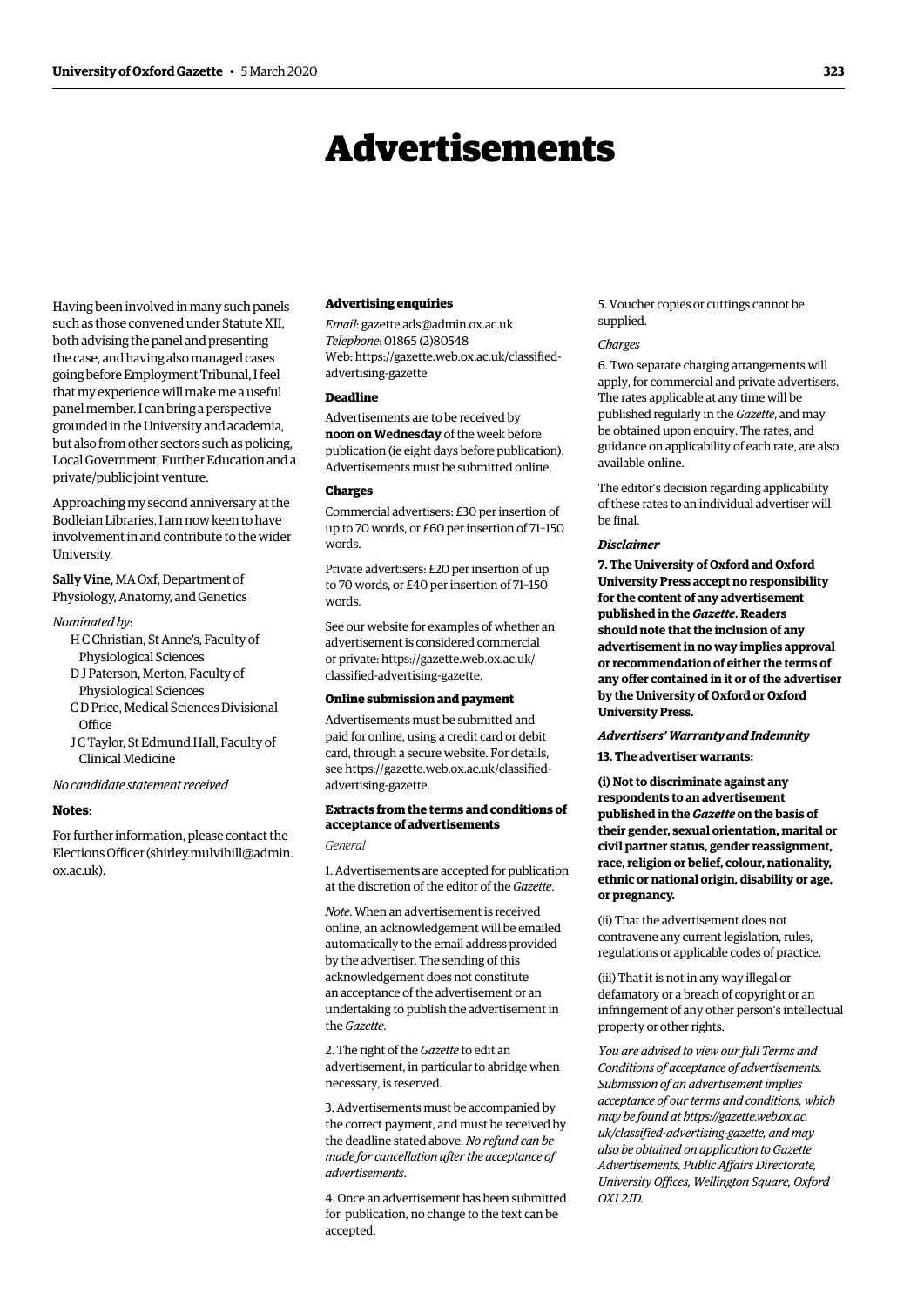# Advertisements

Having been involved in many such panels such as those convened under Statute XII, both advising the panel and presenting the case, and having also managed cases going before Employment Tribunal, I feel that my experience will make me a useful panel member. I can bring a perspective grounded in the University and academia, but also from other sectors such as policing, Local Government, Further Education and a private/public joint venture.

Approaching my second anniversary at the Bodleian Libraries, I am now keen to have involvement in and contribute to the wider University.

Sally Vine, MA Oxf, Department of Physiology, Anatomy, and Genetics

*Nominated by*:

- H C Christian, St Anne's, Faculty of Physiological Sciences
- D J Paterson, Merton, Faculty of Physiological Sciences
- C D Price, Medical Sciences Divisional Office
- J C Taylor, St Edmund Hall, Faculty of Clinical Medicine

*No candidate statement received*

**Notes**:

For further information, please contact the Elections Officer (shirley.mulvihill@admin.ox.ac.uk).

#### Advertising enquiries

*Email*: gazette.ads@admin.ox.ac.uk
*Telephone*: 01865 (2)80548
Web: https://gazette.web.ox.ac.uk/classified-advertising-gazette

#### Deadline

Advertisements are to be received by **noon on Wednesday** of the week before publication (ie eight days before publication). Advertisements must be submitted online.

#### Charges

Commercial advertisers: £30 per insertion of up to 70 words, or £60 per insertion of 71–150 words.

Private advertisers: £20 per insertion of up to 70 words, or £40 per insertion of 71–150 words.

See our website for examples of whether an advertisement is considered commercial or private: https://gazette.web.ox.ac.uk/classified-advertising-gazette.

#### Online submission and payment

Advertisements must be submitted and paid for online, using a credit card or debit card, through a secure website. For details, see https://gazette.web.ox.ac.uk/classified-advertising-gazette.

#### Extracts from the terms and conditions of acceptance of advertisements

*General*

1. Advertisements are accepted for publication at the discretion of the editor of the *Gazette*.

*Note*. When an advertisement is received online, an acknowledgement will be emailed automatically to the email address provided by the advertiser. The sending of this acknowledgement does not constitute an acceptance of the advertisement or an undertaking to publish the advertisement in the *Gazette*.

2. The right of the *Gazette* to edit an advertisement, in particular to abridge when necessary, is reserved.

3. Advertisements must be accompanied by the correct payment, and must be received by the deadline stated above. *No refund can be made for cancellation after the acceptance of advertisements*.

4. Once an advertisement has been submitted for publication, no change to the text can be accepted.

5. Voucher copies or cuttings cannot be supplied.

*Charges*

6. Two separate charging arrangements will apply, for commercial and private advertisers. The rates applicable at any time will be published regularly in the *Gazette*, and may be obtained upon enquiry. The rates, and guidance on applicability of each rate, are also available online.

The editor's decision regarding applicability of these rates to an individual advertiser will be final.

***Disclaimer***

**7. The University of Oxford and Oxford University Press accept no responsibility for the content of any advertisement published in the *Gazette*. Readers should note that the inclusion of any advertisement in no way implies approval or recommendation of either the terms of any offer contained in it or of the advertiser by the University of Oxford or Oxford University Press.**

***Advertisers' Warranty and Indemnity***

**13. The advertiser warrants:**

**(i) Not to discriminate against any respondents to an advertisement published in the *Gazette* on the basis of their gender, sexual orientation, marital or civil partner status, gender reassignment, race, religion or belief, colour, nationality, ethnic or national origin, disability or age, or pregnancy.**

(ii) That the advertisement does not contravene any current legislation, rules, regulations or applicable codes of practice.

(iii) That it is not in any way illegal or defamatory or a breach of copyright or an infringement of any other person's intellectual property or other rights.

*You are advised to view our full Terms and Conditions of acceptance of advertisements. Submission of an advertisement implies acceptance of our terms and conditions, which may be found at https://gazette.web.ox.ac.uk/classified-advertising-gazette, and may also be obtained on application to Gazette Advertisements, Public Affairs Directorate, University Offices, Wellington Square, Oxford OX1 2JD.*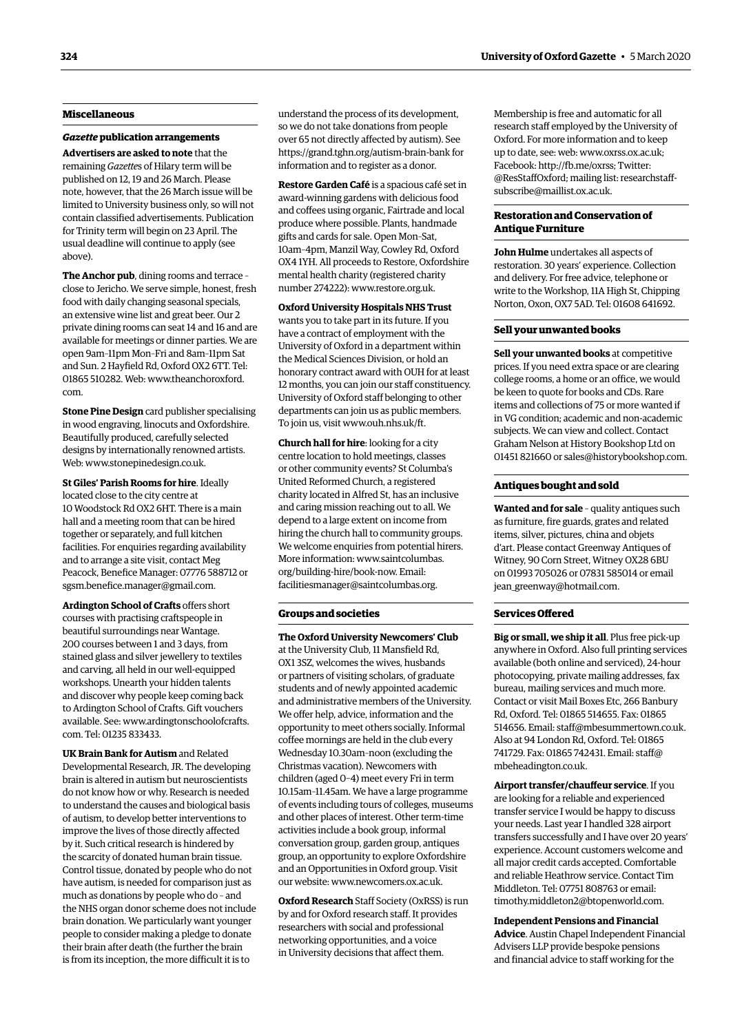## Miscellaneous

### *Gazette* publication arrangements

**Advertisers are asked to note** that the remaining *Gazette*s of Hilary term will be published on 12, 19 and 26 March. Please note, however, that the 26 March issue will be limited to University business only, so will not contain classified advertisements. Publication for Trinity term will begin on 23 April. The usual deadline will continue to apply (see above).

**The Anchor pub**, dining rooms and terrace – close to Jericho. We serve simple, honest, fresh food with daily changing seasonal specials, an extensive wine list and great beer. Our 2 private dining rooms can seat 14 and 16 and are available for meetings or dinner parties. We are open 9am–11pm Mon–Fri and 8am–11pm Sat and Sun. 2 Hayfield Rd, Oxford OX2 6TT. Tel: 01865 510282. Web: www.theanchoroxford.com.

**Stone Pine Design** card publisher specialising in wood engraving, linocuts and Oxfordshire. Beautifully produced, carefully selected designs by internationally renowned artists. Web: www.stonepinedesign.co.uk.

**St Giles' Parish Rooms for hire**. Ideally located close to the city centre at 10 Woodstock Rd OX2 6HT. There is a main hall and a meeting room that can be hired together or separately, and full kitchen facilities. For enquiries regarding availability and to arrange a site visit, contact Meg Peacock, Benefice Manager: 07776 588712 or sgsm.benefice.manager@gmail.com.

**Ardington School of Crafts** offers short courses with practising craftspeople in beautiful surroundings near Wantage. 200 courses between 1 and 3 days, from stained glass and silver jewellery to textiles and carving, all held in our well-equipped workshops. Unearth your hidden talents and discover why people keep coming back to Ardington School of Crafts. Gift vouchers available. See: www.ardingtonschoolofcrafts.com. Tel: 01235 833433.

**UK Brain Bank for Autism** and Related Developmental Research, JR. The developing brain is altered in autism but neuroscientists do not know how or why. Research is needed to understand the causes and biological basis of autism, to develop better interventions to improve the lives of those directly affected by it. Such critical research is hindered by the scarcity of donated human brain tissue. Control tissue, donated by people who do not have autism, is needed for comparison just as much as donations by people who do – and the NHS organ donor scheme does not include brain donation. We particularly want younger people to consider making a pledge to donate their brain after death (the further the brain is from its inception, the more difficult it is to understand the process of its development, so we do not take donations from people over 65 not directly affected by autism). See https://grand.tghn.org/autism-brain-bank for information and to register as a donor.

**Restore Garden Café** is a spacious café set in award-winning gardens with delicious food and coffees using organic, Fairtrade and local produce where possible. Plants, handmade gifts and cards for sale. Open Mon–Sat, 10am–4pm, Manzil Way, Cowley Rd, Oxford OX4 1YH. All proceeds to Restore, Oxfordshire mental health charity (registered charity number 274222): www.restore.org.uk.

**Oxford University Hospitals NHS Trust** wants you to take part in its future. If you have a contract of employment with the University of Oxford in a department within the Medical Sciences Division, or hold an honorary contract award with OUH for at least 12 months, you can join our staff constituency. University of Oxford staff belonging to other departments can join us as public members. To join us, visit www.ouh.nhs.uk/ft.

**Church hall for hire**: looking for a city centre location to hold meetings, classes or other community events? St Columba's United Reformed Church, a registered charity located in Alfred St, has an inclusive and caring mission reaching out to all. We depend to a large extent on income from hiring the church hall to community groups. We welcome enquiries from potential hirers. More information: www.saintcolumbas.org/building-hire/book-now. Email: facilitiesmanager@saintcolumbas.org.

### Groups and societies

**The Oxford University Newcomers' Club** at the University Club, 11 Mansfield Rd, OX1 3SZ, welcomes the wives, husbands or partners of visiting scholars, of graduate students and of newly appointed academic and administrative members of the University. We offer help, advice, information and the opportunity to meet others socially. Informal coffee mornings are held in the club every Wednesday 10.30am–noon (excluding the Christmas vacation). Newcomers with children (aged 0–4) meet every Fri in term 10.15am–11.45am. We have a large programme of events including tours of colleges, museums and other places of interest. Other term-time activities include a book group, informal conversation group, garden group, antiques group, an opportunity to explore Oxfordshire and an Opportunities in Oxford group. Visit our website: www.newcomers.ox.ac.uk.

**Oxford Research** Staff Society (OxRSS) is run by and for Oxford research staff. It provides researchers with social and professional networking opportunities, and a voice in University decisions that affect them. Membership is free and automatic for all research staff employed by the University of Oxford. For more information and to keep up to date, see: web: www.oxrss.ox.ac.uk; Facebook: http://fb.me/oxrss; Twitter: @ResStaffOxford; mailing list: researchstaff-subscribe@maillist.ox.ac.uk.

### Restoration and Conservation of Antique Furniture

**John Hulme** undertakes all aspects of restoration. 30 years' experience. Collection and delivery. For free advice, telephone or write to the Workshop, 11A High St, Chipping Norton, Oxon, OX7 5AD. Tel: 01608 641692.

### Sell your unwanted books

**Sell your unwanted books** at competitive prices. If you need extra space or are clearing college rooms, a home or an office, we would be keen to quote for books and CDs. Rare items and collections of 75 or more wanted if in VG condition; academic and non-academic subjects. We can view and collect. Contact Graham Nelson at History Bookshop Ltd on 01451 821660 or sales@historybookshop.com.

### Antiques bought and sold

**Wanted and for sale** – quality antiques such as furniture, fire guards, grates and related items, silver, pictures, china and objets d'art. Please contact Greenway Antiques of Witney, 90 Corn Street, Witney OX28 6BU on 01993 705026 or 07831 585014 or email jean_greenway@hotmail.com.

### Services Offered

**Big or small, we ship it all**. Plus free pick-up anywhere in Oxford. Also full printing services available (both online and serviced), 24-hour photocopying, private mailing addresses, fax bureau, mailing services and much more. Contact or visit Mail Boxes Etc, 266 Banbury Rd, Oxford. Tel: 01865 514655. Fax: 01865 514656. Email: staff@mbesummertown.co.uk. Also at 94 London Rd, Oxford. Tel: 01865 741729. Fax: 01865 742431. Email: staff@mbeheadington.co.uk.

**Airport transfer/chauffeur service**. If you are looking for a reliable and experienced transfer service I would be happy to discuss your needs. Last year I handled 328 airport transfers successfully and I have over 20 years' experience. Account customers welcome and all major credit cards accepted. Comfortable and reliable Heathrow service. Contact Tim Middleton. Tel: 07751 808763 or email: timothy.middleton2@btopenworld.com.

**Independent Pensions and Financial Advice**. Austin Chapel Independent Financial Advisers LLP provide bespoke pensions and financial advice to staff working for the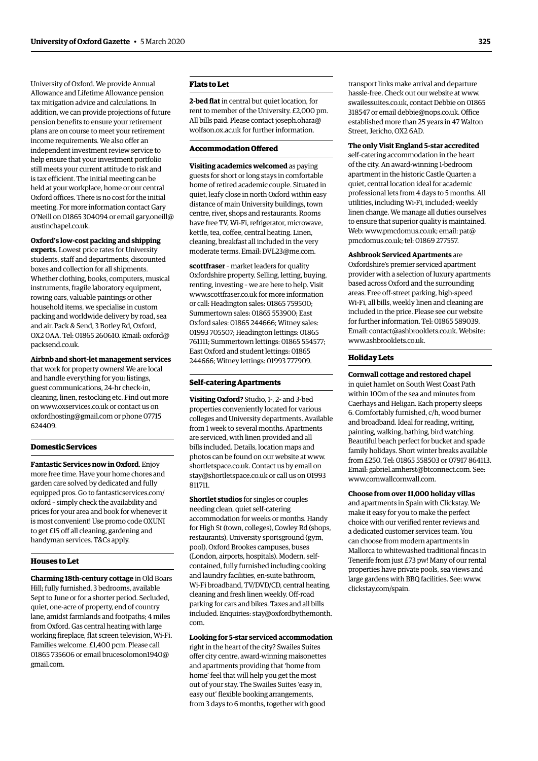University of Oxford. We provide Annual Allowance and Lifetime Allowance pension tax mitigation advice and calculations. In addition, we can provide projections of future pension benefits to ensure your retirement plans are on course to meet your retirement income requirements. We also offer an independent investment review service to help ensure that your investment portfolio still meets your current attitude to risk and is tax efficient. The initial meeting can be held at your workplace, home or our central Oxford offices. There is no cost for the initial meeting. For more information contact Gary O'Neill on 01865 304094 or email gary.oneill@austinchapel.co.uk.

**Oxford's low-cost packing and shipping experts**. Lowest price rates for University students, staff and departments, discounted boxes and collection for all shipments. Whether clothing, books, computers, musical instruments, fragile laboratory equipment, rowing oars, valuable paintings or other household items, we specialise in custom packing and worldwide delivery by road, sea and air. Pack & Send, 3 Botley Rd, Oxford, OX2 0AA. Tel: 01865 260610. Email: oxford@packsend.co.uk.

**Airbnb and short-let management services** that work for property owners! We are local and handle everything for you: listings, guest communications, 24-hr check-in, cleaning, linen, restocking etc. Find out more on www.oxservices.co.uk or contact us on oxfordhosting@gmail.com or phone 07715 624409.

## Domestic Services

**Fantastic Services now in Oxford**. Enjoy more free time. Have your home chores and garden care solved by dedicated and fully equipped pros. Go to fantasticservices.com/oxford – simply check the availability and prices for your area and book for whenever it is most convenient! Use promo code OXUNI to get £15 off all cleaning, gardening and handyman services. T&Cs apply.

## Houses to Let

**Charming 18th-century cottage** in Old Boars Hill; fully furnished, 3 bedrooms, available Sept to June or for a shorter period. Secluded, quiet, one-acre of property, end of country lane, amidst farmlands and footpaths; 4 miles from Oxford. Gas central heating with large working fireplace, flat screen television, Wi-Fi. Families welcome. £1,400 pcm. Please call 01865 735606 or email brucesolomon1940@gmail.com.

## Flats to Let

**2-bed flat** in central but quiet location, for rent to member of the University. £2,000 pm. All bills paid. Please contact joseph.ohara@wolfson.ox.ac.uk for further information.

## Accommodation Offered

**Visiting academics welcomed** as paying guests for short or long stays in comfortable home of retired academic couple. Situated in quiet, leafy close in north Oxford within easy distance of main University buildings, town centre, river, shops and restaurants. Rooms have free TV, Wi-Fi, refrigerator, microwave, kettle, tea, coffee, central heating. Linen, cleaning, breakfast all included in the very moderate terms. Email: DVL23@me.com.

**scottfraser** – market leaders for quality Oxfordshire property. Selling, letting, buying, renting, investing – we are here to help. Visit www.scottfraser.co.uk for more information or call: Headington sales: 01865 759500; Summertown sales: 01865 553900; East Oxford sales: 01865 244666; Witney sales: 01993 705507; Headington lettings: 01865 761111; Summertown lettings: 01865 554577; East Oxford and student lettings: 01865 244666; Witney lettings: 01993 777909.

## Self-catering Apartments

**Visiting Oxford?** Studio, 1-, 2- and 3-bed properties conveniently located for various colleges and University departments. Available from 1 week to several months. Apartments are serviced, with linen provided and all bills included. Details, location maps and photos can be found on our website at www.shortletspace.co.uk. Contact us by email on stay@shortletspace.co.uk or call us on 01993 811711.

**Shortlet studios** for singles or couples needing clean, quiet self-catering accommodation for weeks or months. Handy for High St (town, colleges), Cowley Rd (shops, restaurants), University sportsground (gym, pool), Oxford Brookes campuses, buses (London, airports, hospitals). Modern, self-contained, fully furnished including cooking and laundry facilities, en-suite bathroom, Wi-Fi broadband, TV/DVD/CD, central heating, cleaning and fresh linen weekly. Off-road parking for cars and bikes. Taxes and all bills included. Enquiries: stay@oxfordbythemonth.com.

**Looking for 5-star serviced accommodation** right in the heart of the city? Swailes Suites offer city centre, award-winning maisonettes and apartments providing that 'home from home' feel that will help you get the most out of your stay. The Swailes Suites 'easy in, easy out' flexible booking arrangements, from 3 days to 6 months, together with good transport links make arrival and departure hassle-free. Check out our website at www.swailessuites.co.uk, contact Debbie on 01865 318547 or email debbie@nops.co.uk. Office established more than 25 years in 47 Walton Street, Jericho, OX2 6AD.

**The only Visit England 5-star accredited** self-catering accommodation in the heart of the city. An award-winning 1-bedroom apartment in the historic Castle Quarter: a quiet, central location ideal for academic professional lets from 4 days to 5 months. All utilities, including Wi-Fi, included; weekly linen change. We manage all duties ourselves to ensure that superior quality is maintained. Web: www.pmcdomus.co.uk; email: pat@pmcdomus.co.uk; tel: 01869 277557.

**Ashbrook Serviced Apartments** are Oxfordshire's premier serviced apartment provider with a selection of luxury apartments based across Oxford and the surrounding areas. Free off-street parking, high-speed Wi-Fi, all bills, weekly linen and cleaning are included in the price. Please see our website for further information. Tel: 01865 589039. Email: contact@ashbrooklets.co.uk. Website: www.ashbrooklets.co.uk.

## Holiday Lets

**Cornwall cottage and restored chapel** in quiet hamlet on South West Coast Path within 100m of the sea and minutes from Caerhays and Heligan. Each property sleeps 6. Comfortably furnished, c/h, wood burner and broadband. Ideal for reading, writing, painting, walking, bathing, bird watching. Beautiful beach perfect for bucket and spade family holidays. Short winter breaks available from £250. Tel: 01865 558503 or 07917 864113. Email: gabriel.amherst@btconnect.com. See: www.cornwallcornwall.com.

**Choose from over 11,000 holiday villas** and apartments in Spain with Clickstay. We make it easy for you to make the perfect choice with our verified renter reviews and a dedicated customer services team. You can choose from modern apartments in Mallorca to whitewashed traditional fincas in Tenerife from just £73 pw! Many of our rental properties have private pools, sea views and large gardens with BBQ facilities. See: www.clickstay.com/spain.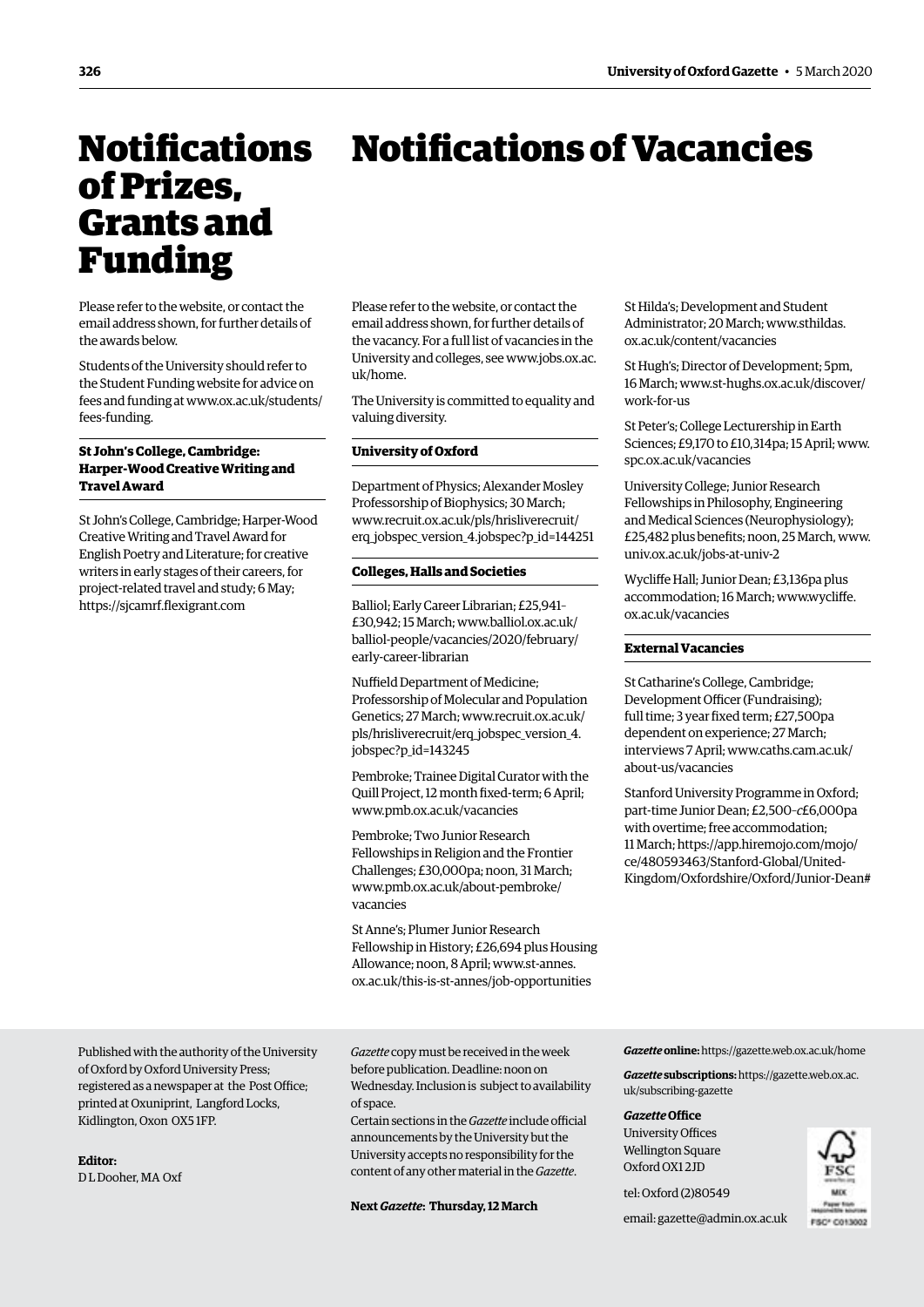# Notifications of Prizes, Grants and Funding

Please refer to the website, or contact the email address shown, for further details of the awards below.

Students of the University should refer to the Student Funding website for advice on fees and funding at www.ox.ac.uk/students/fees-funding.

### St John's College, Cambridge: Harper-Wood Creative Writing and Travel Award

St John's College, Cambridge; Harper-Wood Creative Writing and Travel Award for English Poetry and Literature; for creative writers in early stages of their careers, for project-related travel and study; 6 May; https://sjcamrf.flexigrant.com

# Notifications of Vacancies

Please refer to the website, or contact the email address shown, for further details of the vacancy. For a full list of vacancies in the University and colleges, see www.jobs.ox.ac.uk/home.

The University is committed to equality and valuing diversity.

### University of Oxford

Department of Physics; Alexander Mosley Professorship of Biophysics; 30 March; www.recruit.ox.ac.uk/pls/hrisliverecruit/erq_jobspec_version_4.jobspec?p_id=144251

### Colleges, Halls and Societies

Balliol; Early Career Librarian; £25,941–£30,942; 15 March; www.balliol.ox.ac.uk/balliol-people/vacancies/2020/february/early-career-librarian

Nuffield Department of Medicine; Professorship of Molecular and Population Genetics; 27 March; www.recruit.ox.ac.uk/pls/hrisliverecruit/erq_jobspec_version_4.jobspec?p_id=143245

Pembroke; Trainee Digital Curator with the Quill Project, 12 month fixed-term; 6 April; www.pmb.ox.ac.uk/vacancies

Pembroke; Two Junior Research Fellowships in Religion and the Frontier Challenges; £30,000pa; noon, 31 March; www.pmb.ox.ac.uk/about-pembroke/vacancies

St Anne's; Plumer Junior Research Fellowship in History; £26,694 plus Housing Allowance; noon, 8 April; www.st-annes.ox.ac.uk/this-is-st-annes/job-opportunities

St Hilda's; Development and Student Administrator; 20 March; www.sthildas.ox.ac.uk/content/vacancies

St Hugh's; Director of Development; 5pm, 16 March; www.st-hughs.ox.ac.uk/discover/work-for-us

St Peter's; College Lecturership in Earth Sciences; £9,170 to £10,314pa; 15 April; www.spc.ox.ac.uk/vacancies

University College; Junior Research Fellowships in Philosophy, Engineering and Medical Sciences (Neurophysiology); £25,482 plus benefits; noon, 25 March, www.univ.ox.ac.uk/jobs-at-univ-2

Wycliffe Hall; Junior Dean; £3,136pa plus accommodation; 16 March; www.wycliffe.ox.ac.uk/vacancies

### External Vacancies

St Catharine's College, Cambridge; Development Officer (Fundraising); full time; 3 year fixed term; £27,500pa dependent on experience; 27 March; interviews 7 April; www.caths.cam.ac.uk/about-us/vacancies

Stanford University Programme in Oxford; part-time Junior Dean; £2,500–*c*£6,000pa with overtime; free accommodation; 11 March; https://app.hiremojo.com/mojo/ce/480593463/Stanford-Global/United-Kingdom/Oxfordshire/Oxford/Junior-Dean#

---

Published with the authority of the University of Oxford by Oxford University Press; registered as a newspaper at the Post Office; printed at Oxuniprint, Langford Locks, Kidlington, Oxon OX5 1FP.

**Editor:**
D L Dooher, MA Oxf

*Gazette* copy must be received in the week before publication. Deadline: noon on Wednesday. Inclusion is subject to availability of space.
Certain sections in the *Gazette* include official announcements by the University but the University accepts no responsibility for the content of any other material in the *Gazette*.

**Next *Gazette*: Thursday, 12 March**

***Gazette* online:** https://gazette.web.ox.ac.uk/home

***Gazette* subscriptions:** https://gazette.web.ox.ac.uk/subscribing-gazette

***Gazette* Office**
University Offices
Wellington Square
Oxford OX1 2JD

tel: Oxford (2)80549

email: gazette@admin.ox.ac.uk